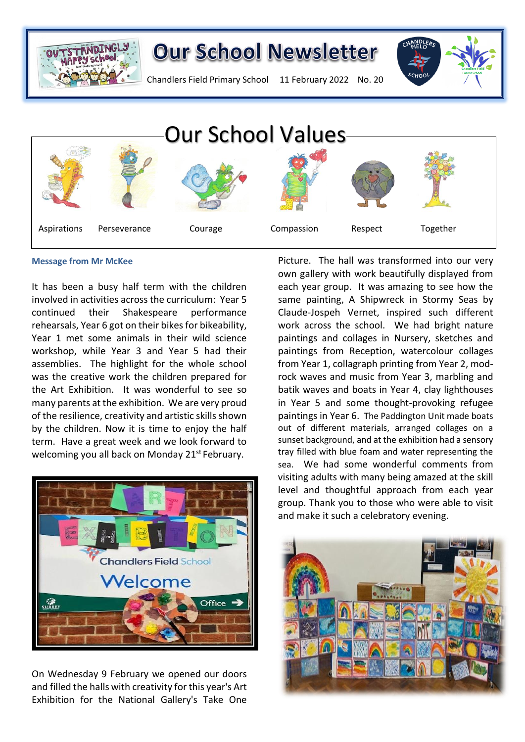# Our School Newsletter

Chandlers Field Primary School 11 February 2022 No. 20

## Our School Values

Aspirations Perseverance Courage Compassion Respect Together

### Message from Mr McKee

It has been a busy half term with the children involved in activities across the curriculum: Year 5 continued their Shakespeare performance rehearsals, Year 6 got on their bikes for bikeability, Year 1 met some animals in their wild science workshop, while Year 3 and Year 5 had their assemblies. The highlight for the whole school was the creative work the children prepared for the Art Exhibition. It was wonderful to see so many parents at the exhibition. We are very proud of the resilience, creativity and artistic skills shown by the children. Now it is time to enjoy the half term. Have a great week and we look forward to welcoming you all back on Monday 21st February.

On Wednesday 9 February we opened our doors and filled the halls with creativity for this year's Art Exhibition for the National Gallery's Take One Picture. The hall was transformed into our very own gallery with work beautifully displayed from each year group. It was amazing to see how the same painting, A Shipwreck in Stormy Seas by Claude-Jospeh Vernet, inspired such different work across the school. We had bright nature paintings and collages in Nursery, sketches and paintings from Reception, watercolour collages from Year 1, collagraph printing from Year 2, mod-rock waves and music from Year 3, marbling and batik waves and boats in Year 4, clay lighthouses in Year 5 and some thought-provoking refugee paintings in Year 6. The Paddington Unit made boats out of different materials, arranged collages on a sunset background, and at the exhibition had a sensory tray filled with blue foam and water representing the sea. We had some wonderful comments from visiting adults with many being amazed at the skill level and thoughtful approach from each year group. Thank you to those who were able to visit and make it such a celebratory evening.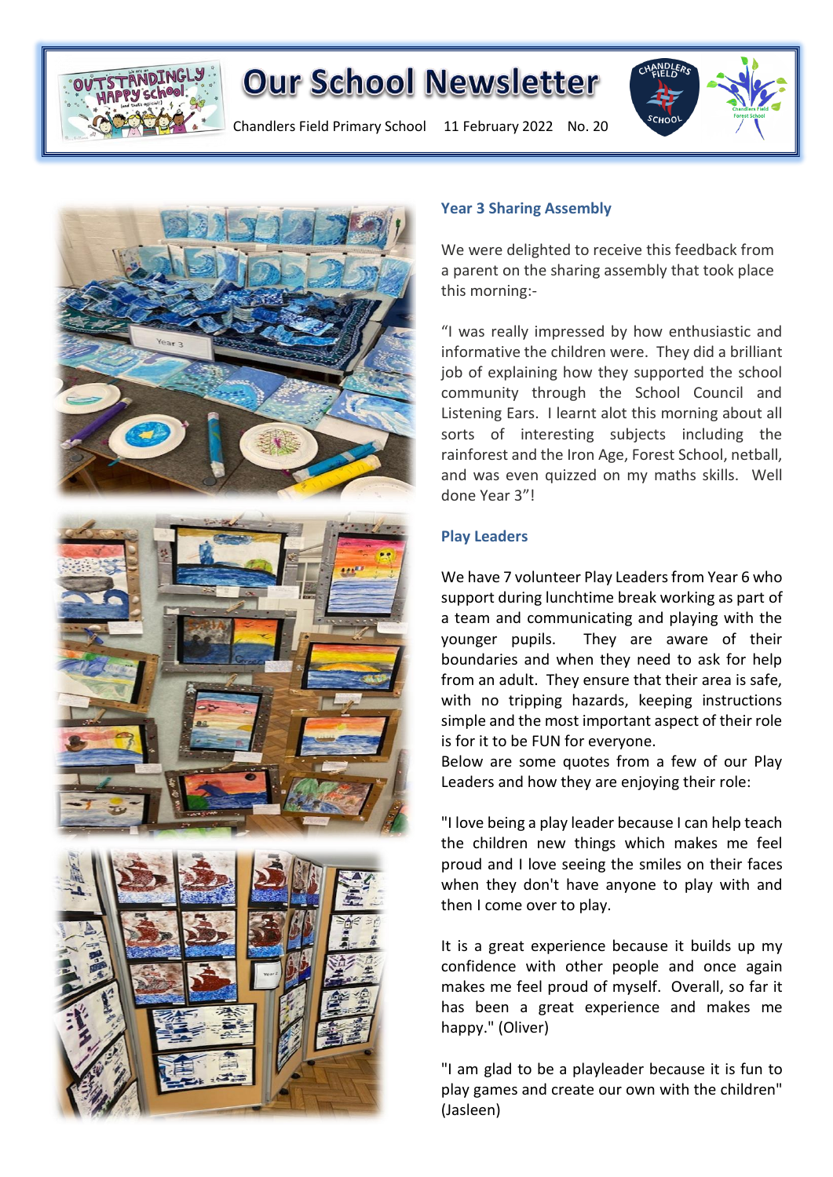# Our School Newsletter

Chandlers Field Primary School 11 February 2022 No. 20

### Year 3 Sharing Assembly

We were delighted to receive this feedback from a parent on the sharing assembly that took place this morning:-

"I was really impressed by how enthusiastic and informative the children were. They did a brilliant job of explaining how they supported the school community through the School Council and Listening Ears. I learnt alot this morning about all sorts of interesting subjects including the rainforest and the Iron Age, Forest School, netball, and was even quizzed on my maths skills. Well done Year 3"!

### Play Leaders

We have 7 volunteer Play Leaders from Year 6 who support during lunchtime break working as part of a team and communicating and playing with the younger pupils. They are aware of their boundaries and when they need to ask for help from an adult. They ensure that their area is safe, with no tripping hazards, keeping instructions simple and the most important aspect of their role is for it to be FUN for everyone.

Below are some quotes from a few of our Play Leaders and how they are enjoying their role:

"I love being a play leader because I can help teach the children new things which makes me feel proud and I love seeing the smiles on their faces when they don't have anyone to play with and then I come over to play.

It is a great experience because it builds up my confidence with other people and once again makes me feel proud of myself. Overall, so far it has been a great experience and makes me happy." (Oliver)

"I am glad to be a playleader because it is fun to play games and create our own with the children" (Jasleen)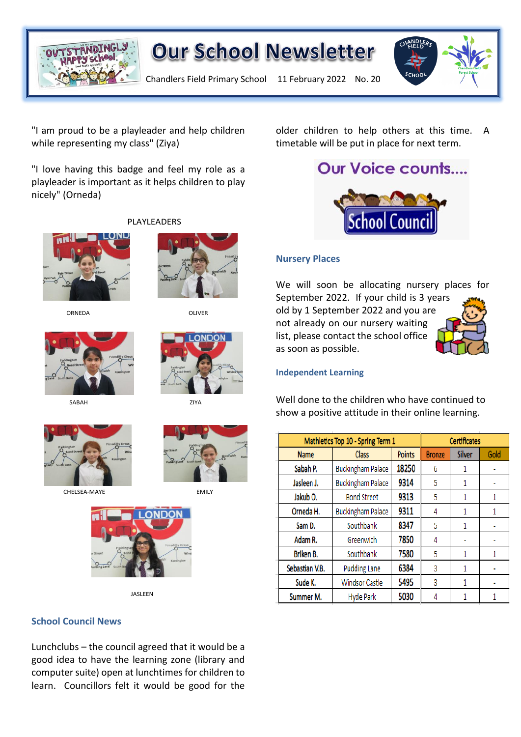# Our School Newsletter

Chandlers Field Primary School 11 February 2022 No. 20

"I am proud to be a playleader and help children while representing my class" (Ziya)

"I love having this badge and feel my role as a playleader is important as it helps children to play nicely" (Orneda)

PLAYLEADERS

ORNEDA

OLIVER

SABAH

ZIYA

CHELSEA-MAYE

EMILY

JASLEEN

## School Council News

Lunchclubs – the council agreed that it would be a good idea to have the learning zone (library and computer suite) open at lunchtimes for children to learn. Councillors felt it would be good for the older children to help others at this time. A timetable will be put in place for next term.

Our Voice counts....

School Council

## Nursery Places

We will soon be allocating nursery places for September 2022. If your child is 3 years old by 1 September 2022 and you are not already on our nursery waiting list, please contact the school office as soon as possible.

## Independent Learning

Well done to the children who have continued to show a positive attitude in their online learning.

| Mathletics Top 10 - Spring Term 1 | | | Certificates | | |
|---|---|---|---|---|---|
| Name | Class | Points | Bronze | Silver | Gold |
| Sabah P. | Buckingham Palace | 18250 | 6 | 1 | - |
| Jasleen J. | Buckingham Palace | 9314 | 5 | 1 | - |
| Jakub O. | Bond Street | 9313 | 5 | 1 | 1 |
| Orneda H. | Buckingham Palace | 9311 | 4 | 1 | 1 |
| Sam D. | Southbank | 8347 | 5 | 1 | - |
| Adam R. | Greenwich | 7850 | 4 | - | - |
| Briken B. | Southbank | 7580 | 5 | 1 | 1 |
| Sebastian V.B. | Pudding Lane | 6384 | 3 | 1 | - |
| Sude K. | Windsor Castle | 5495 | 3 | 1 | - |
| Summer M. | Hyde Park | 5030 | 4 | 1 | 1 |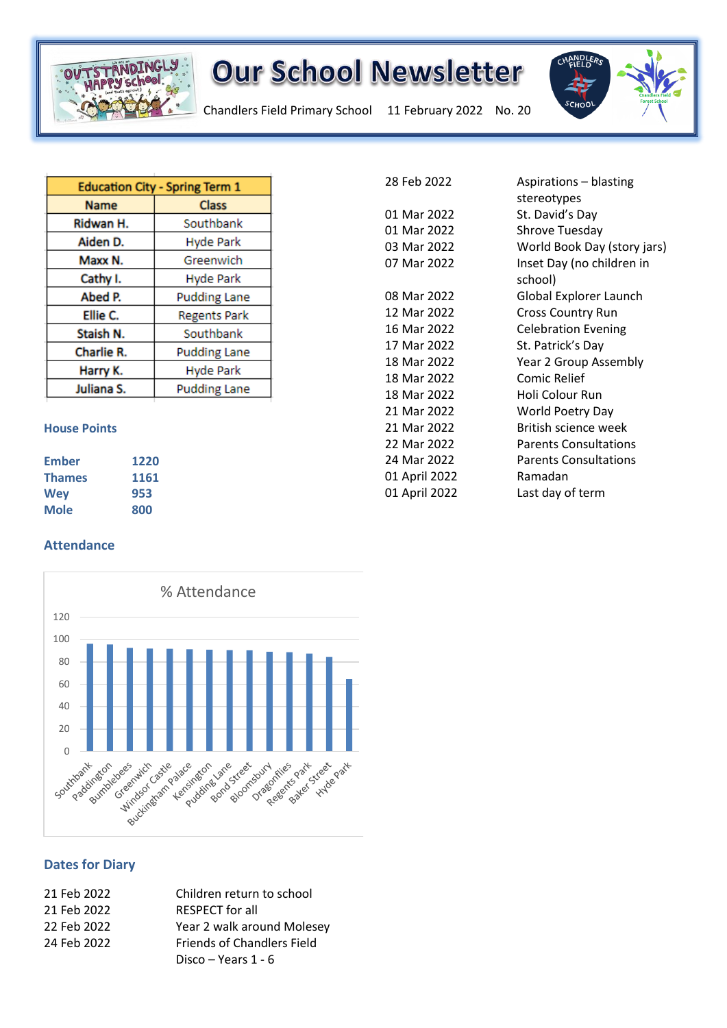# Our School Newsletter

Chandlers Field Primary School    11 February 2022    No. 20

| Education City - Spring Term 1 | |
|---|---|
| **Name** | **Class** |
| **Ridwan H.** | Southbank |
| **Aiden D.** | Hyde Park |
| **Maxx N.** | Greenwich |
| **Cathy I.** | Hyde Park |
| **Abed P.** | Pudding Lane |
| **Ellie C.** | Regents Park |
| **Staish N.** | Southbank |
| **Charlie R.** | Pudding Lane |
| **Harry K.** | Hyde Park |
| **Juliana S.** | Pudding Lane |

## House Points

| | |
|---|---|
| Ember | 1220 |
| Thames | 1161 |
| Wey | 953 |
| Mole | 800 |

## Attendance

% Attendance

120
100
80
60
40
20
0

Southbank, Paddington, Bumblebees, Greenwich, Windsor Castle, Buckingham Palace, Kensington, Pudding Lane, Bond Street, Bloomsbury, Dragonflies, Regents Park, Baker Street, Hyde Park

## Dates for Diary

| | |
|---|---|
| 21 Feb 2022 | Children return to school |
| 21 Feb 2022 | RESPECT for all |
| 22 Feb 2022 | Year 2 walk around Molesey |
| 24 Feb 2022 | Friends of Chandlers Field Disco – Years 1 - 6 |
| 28 Feb 2022 | Aspirations – blasting stereotypes |
| 01 Mar 2022 | St. David's Day |
| 01 Mar 2022 | Shrove Tuesday |
| 03 Mar 2022 | World Book Day (story jars) |
| 07 Mar 2022 | Inset Day (no children in school) |
| 08 Mar 2022 | Global Explorer Launch |
| 12 Mar 2022 | Cross Country Run |
| 16 Mar 2022 | Celebration Evening |
| 17 Mar 2022 | St. Patrick's Day |
| 18 Mar 2022 | Year 2 Group Assembly |
| 18 Mar 2022 | Comic Relief |
| 18 Mar 2022 | Holi Colour Run |
| 21 Mar 2022 | World Poetry Day |
| 21 Mar 2022 | British science week |
| 22 Mar 2022 | Parents Consultations |
| 24 Mar 2022 | Parents Consultations |
| 01 April 2022 | Ramadan |
| 01 April 2022 | Last day of term |